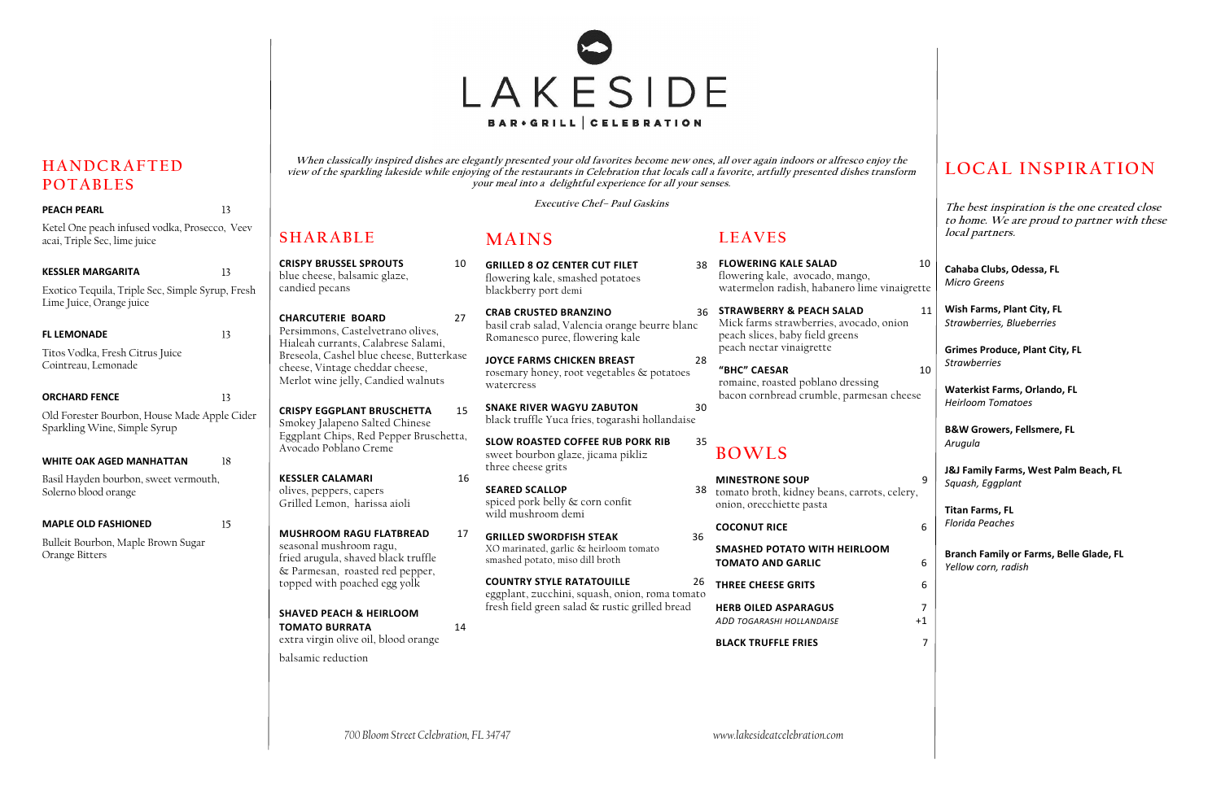# LAKESIDE

BAR • GRILL | CELEBRATION

***When classically inspired dishes are elegantly presented your old favorites become new ones, all over again indoors or alfresco enjoy the view of the sparkling lakeside while enjoying of the restaurants in Celebration that locals call a favorite, artfully presented dishes transform your meal into a delightful experience for all your senses.***

*Executive Chef– Paul Gaskins*

## HANDCRAFTED POTABLES

**PEACH PEARL** 13

Ketel One peach infused vodka, Prosecco, Veev acai, Triple Sec, lime juice

**KESSLER MARGARITA** 13

Exotico Tequila, Triple Sec, Simple Syrup, Fresh Lime Juice, Orange juice

**FL LEMONADE** 13

Titos Vodka, Fresh Citrus Juice Cointreau, Lemonade

**ORCHARD FENCE** 13

Old Forester Bourbon, House Made Apple Cider Sparkling Wine, Simple Syrup

**WHITE OAK AGED MANHATTAN** 18

Basil Hayden bourbon, sweet vermouth, Solerno blood orange

**MAPLE OLD FASHIONED** 15

Bulleit Bourbon, Maple Brown Sugar Orange Bitters

## SHARABLE

**CRISPY BRUSSEL SPROUTS** 10

blue cheese, balsamic glaze, candied pecans

**CHARCUTERIE BOARD** 27

Persimmons, Castelvetrano olives, Hialeah currants, Calabrese Salami, Breseola, Cashel blue cheese, Butterkase cheese, Vintage cheddar cheese, Merlot wine jelly, Candied walnuts

**CRISPY EGGPLANT BRUSCHETTA** 15

Smokey Jalapeno Salted Chinese Eggplant Chips, Red Pepper Bruschetta, Avocado Poblano Creme

**KESSLER CALAMARI** 16

olives, peppers, capers Grilled Lemon, harissa aioli

**MUSHROOM RAGU FLATBREAD** 17

seasonal mushroom ragu, fried arugula, shaved black truffle & Parmesan, roasted red pepper, topped with poached egg yolk

**SHAVED PEACH & HEIRLOOM TOMATO BURRATA** 14

extra virgin olive oil, blood orange balsamic reduction

## MAINS

**GRILLED 8 OZ CENTER CUT FILET** 38

flowering kale, smashed potatoes blackberry port demi

**CRAB CRUSTED BRANZINO** 36

basil crab salad, Valencia orange beurre blanc Romanesco puree, flowering kale

**JOYCE FARMS CHICKEN BREAST** 28

rosemary honey, root vegetables & potatoes watercress

**SNAKE RIVER WAGYU ZABUTON** 30

black truffle Yuca fries, togarashi hollandaise

**SLOW ROASTED COFFEE RUB PORK RIB** 35

sweet bourbon glaze, jicama pikliz three cheese grits

**SEARED SCALLOP** 38

spiced pork belly & corn confit wild mushroom demi

**GRILLED SWORDFISH STEAK** 36

XO marinated, garlic & heirloom tomato smashed potato, miso dill broth

**COUNTRY STYLE RATATOUILLE** 26

eggplant, zucchini, squash, onion, roma tomato fresh field green salad & rustic grilled bread

## LEAVES

**FLOWERING KALE SALAD** 10

flowering kale, avocado, mango, watermelon radish, habanero lime vinaigrette

**STRAWBERRY & PEACH SALAD** 11

Mick farms strawberries, avocado, onion peach slices, baby field greens peach nectar vinaigrette

**"BHC" CAESAR** 10

romaine, roasted poblano dressing bacon cornbread crumble, parmesan cheese

## BOWLS

**MINESTRONE SOUP** 9

tomato broth, kidney beans, carrots, celery, onion, orecchiette pasta

**COCONUT RICE** 6

**SMASHED POTATO WITH HEIRLOOM TOMATO AND GARLIC** 6

**THREE CHEESE GRITS** 6

**HERB OILED ASPARAGUS** 7

*ADD TOGARASHI HOLLANDAISE* +1

**BLACK TRUFFLE FRIES** 7

## LOCAL INSPIRATION

***The best inspiration is the one created close to home. We are proud to partner with these local partners.***

**Cahaba Clubs, Odessa, FL**
*Micro Greens*

**Wish Farms, Plant City, FL**
*Strawberries, Blueberries*

**Grimes Produce, Plant City, FL**
*Strawberries*

**Waterkist Farms, Orlando, FL**
*Heirloom Tomatoes*

**B&W Growers, Fellsmere, FL**
*Arugula*

**J&J Family Farms, West Palm Beach, FL**
*Squash, Eggplant*

**Titan Farms, FL**
*Florida Peaches*

**Branch Family or Farms, Belle Glade, FL**
*Yellow corn, radish*

*700 Bloom Street Celebration, FL 34747*

*www.lakesideatcelebration.com*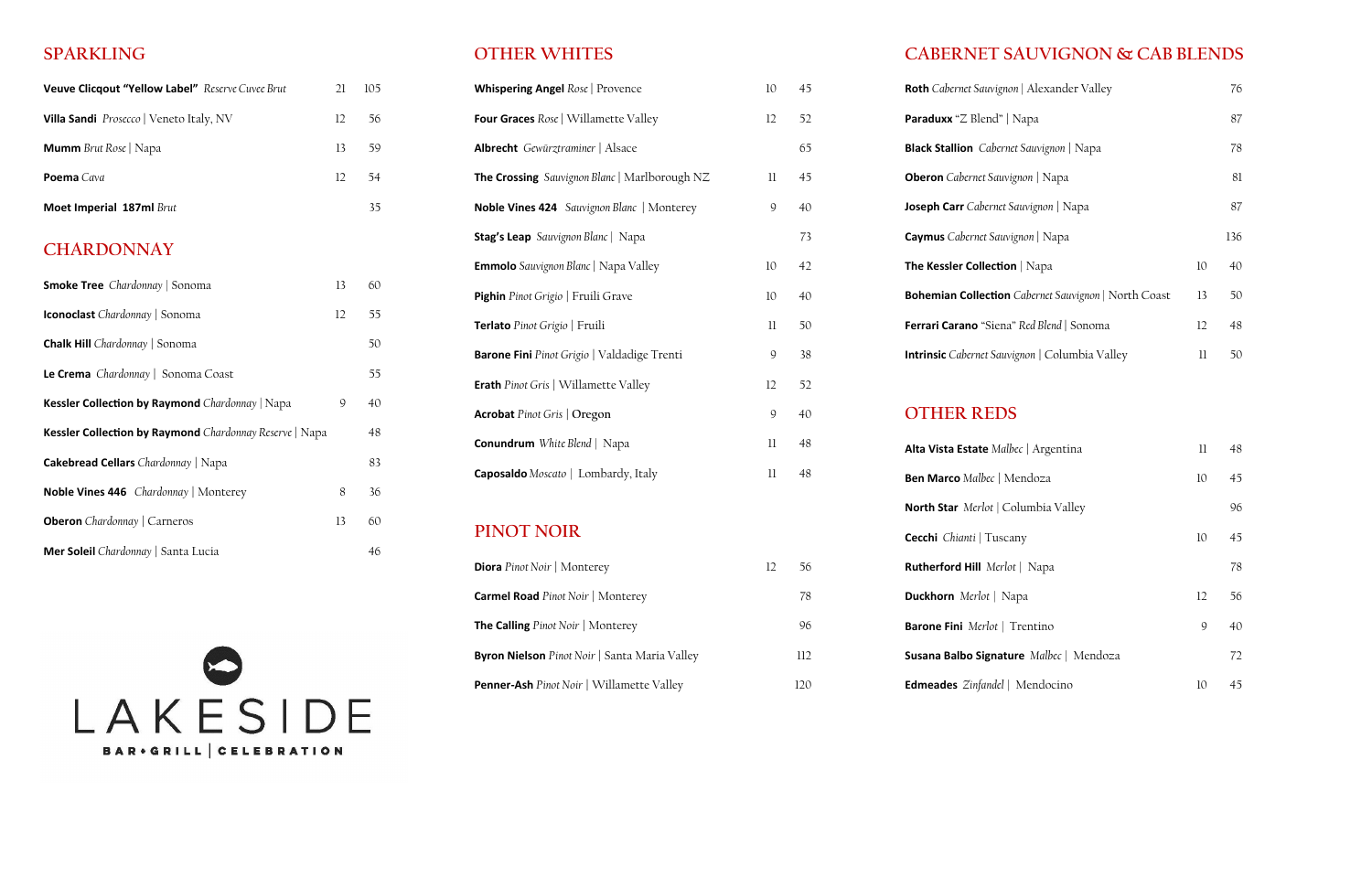## SPARKLING

| | | |
|---|---|---|
| **Veuve Clicqout "Yellow Label"** *Reserve Cuvee Brut* | 21 | 105 |
| **Villa Sandi** *Prosecco* \| Veneto Italy, NV | 12 | 56 |
| **Mumm** *Brut Rose* \| Napa | 13 | 59 |
| **Poema** *Cava* | 12 | 54 |
| **Moet Imperial 187ml** *Brut* | | 35 |

## CHARDONNAY

| | | |
|---|---|---|
| **Smoke Tree** *Chardonnay* \| Sonoma | 13 | 60 |
| **Iconoclast** *Chardonnay* \| Sonoma | 12 | 55 |
| **Chalk Hill** *Chardonnay* \| Sonoma | | 50 |
| **Le Crema** *Chardonnay* \| Sonoma Coast | | 55 |
| **Kessler Collection by Raymond** *Chardonnay* \| Napa | 9 | 40 |
| **Kessler Collection by Raymond** *Chardonnay Reserve* \| Napa | | 48 |
| **Cakebread Cellars** *Chardonnay* \| Napa | | 83 |
| **Noble Vines 446** *Chardonnay* \| Monterey | 8 | 36 |
| **Oberon** *Chardonnay* \| Carneros | 13 | 60 |
| **Mer Soleil** *Chardonnay* \| Santa Lucia | | 46 |

LAKESIDE

BAR • GRILL | CELEBRATION

## OTHER WHITES

| | | |
|---|---|---|
| **Whispering Angel** *Rose* \| Provence | 10 | 45 |
| **Four Graces** *Rose* \| Willamette Valley | 12 | 52 |
| **Albrecht** *Gewürztraminer* \| Alsace | | 65 |
| **The Crossing** *Sauvignon Blanc* \| Marlborough NZ | 11 | 45 |
| **Noble Vines 424** *Sauvignon Blanc* \| Monterey | 9 | 40 |
| **Stag's Leap** *Sauvignon Blanc* \| Napa | | 73 |
| **Emmolo** *Sauvignon Blanc* \| Napa Valley | 10 | 42 |
| **Pighin** *Pinot Grigio* \| Fruili Grave | 10 | 40 |
| **Terlato** *Pinot Grigio* \| Fruili | 11 | 50 |
| **Barone Fini** *Pinot Grigio* \| Valdadige Trenti | 9 | 38 |
| **Erath** *Pinot Gris* \| Willamette Valley | 12 | 52 |
| **Acrobat** *Pinot Gris* \| **Oregon** | 9 | 40 |
| **Conundrum** *White Blend* \| Napa | 11 | 48 |
| **Caposaldo** *Moscato* \| Lombardy, Italy | 11 | 48 |

## PINOT NOIR

| | | |
|---|---|---|
| **Diora** *Pinot Noir* \| Monterey | 12 | 56 |
| **Carmel Road** *Pinot Noir* \| Monterey | | 78 |
| **The Calling** *Pinot Noir* \| Monterey | | 96 |
| **Byron Nielson** *Pinot Noir* \| Santa Maria Valley | | 112 |
| **Penner-Ash** *Pinot Noir* \| Willamette Valley | | 120 |

## CABERNET SAUVIGNON & CAB BLENDS

| | | |
|---|---|---|
| **Roth** *Cabernet Sauvignon* \| Alexander Valley | | 76 |
| **Paraduxx** "Z Blend" \| Napa | | 87 |
| **Black Stallion** *Cabernet Sauvignon* \| Napa | | 78 |
| **Oberon** *Cabernet Sauvignon* \| Napa | | 81 |
| **Joseph Carr** *Cabernet Sauvignon* \| Napa | | 87 |
| **Caymus** *Cabernet Sauvignon* \| Napa | | 136 |
| **The Kessler Collection** \| Napa | 10 | 40 |
| **Bohemian Collection** *Cabernet Sauvignon* \| North Coast | 13 | 50 |
| **Ferrari Carano** "Siena" *Red Blend* \| Sonoma | 12 | 48 |
| **Intrinsic** *Cabernet Sauvignon* \| Columbia Valley | 11 | 50 |

## OTHER REDS

| | | |
|---|---|---|
| **Alta Vista Estate** *Malbec* \| Argentina | 11 | 48 |
| **Ben Marco** *Malbec* \| Mendoza | 10 | 45 |
| **North Star** *Merlot* \| Columbia Valley | | 96 |
| **Cecchi** *Chianti* \| Tuscany | 10 | 45 |
| **Rutherford Hill** *Merlot* \| Napa | | 78 |
| **Duckhorn** *Merlot* \| Napa | 12 | 56 |
| **Barone Fini** *Merlot* \| Trentino | 9 | 40 |
| **Susana Balbo Signature** *Malbec* \| Mendoza | | 72 |
| **Edmeades** *Zinfandel* \| Mendocino | 10 | 45 |